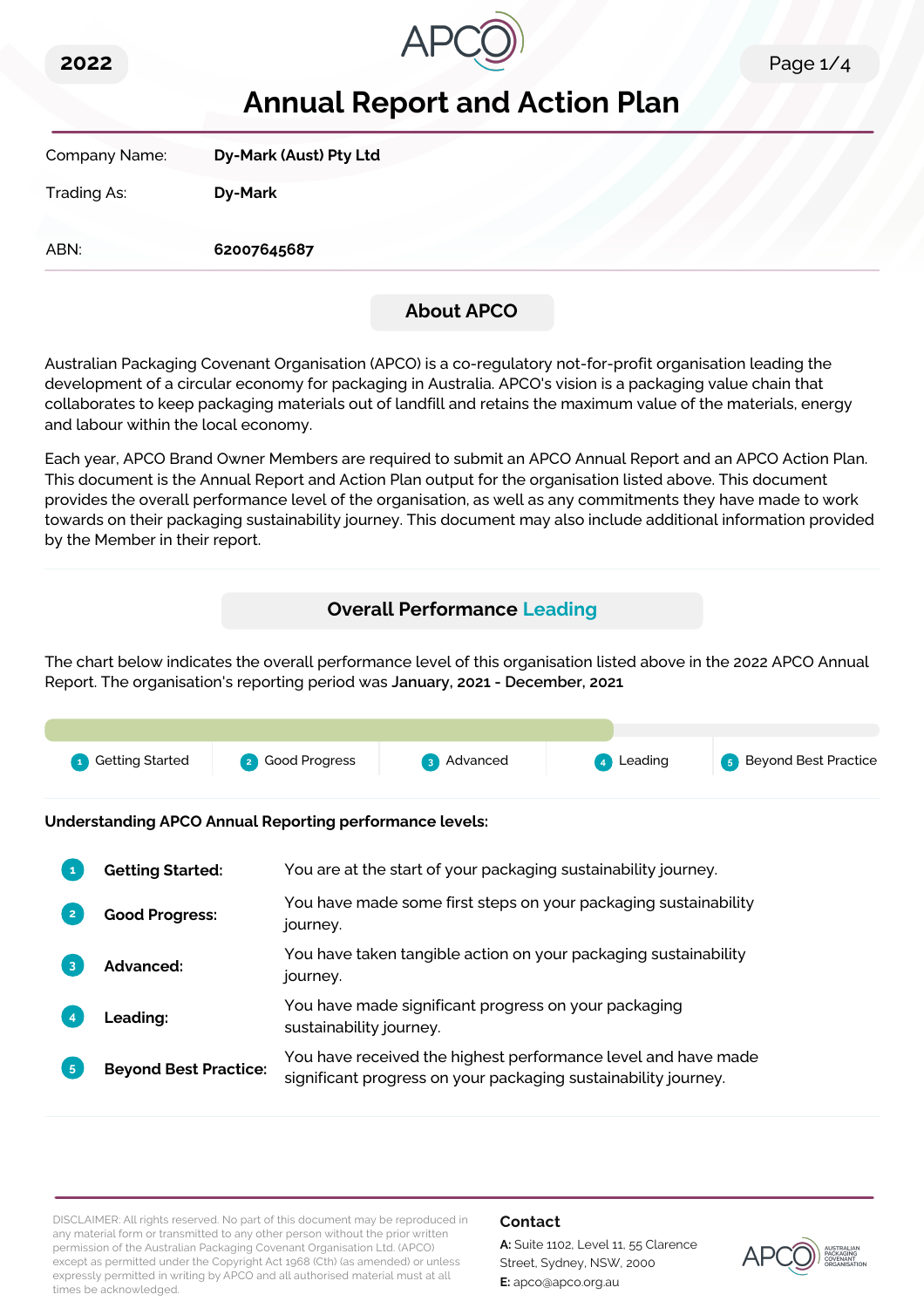2022

# Annual Report and Action Plan

| | |
|---|---|
| Company Name: | **Dy-Mark (Aust) Pty Ltd** |
| Trading As: | **Dy-Mark** |
| ABN: | **62007645687** |

## About APCO

Australian Packaging Covenant Organisation (APCO) is a co-regulatory not-for-profit organisation leading the development of a circular economy for packaging in Australia. APCO's vision is a packaging value chain that collaborates to keep packaging materials out of landfill and retains the maximum value of the materials, energy and labour within the local economy.

Each year, APCO Brand Owner Members are required to submit an APCO Annual Report and an APCO Action Plan. This document is the Annual Report and Action Plan output for the organisation listed above. This document provides the overall performance level of the organisation, as well as any commitments they have made to work towards on their packaging sustainability journey. This document may also include additional information provided by the Member in their report.

## Overall Performance Leading

The chart below indicates the overall performance level of this organisation listed above in the 2022 APCO Annual Report. The organisation's reporting period was **January, 2021 - December, 2021**

1 Getting Started | 2 Good Progress | 3 Advanced | 4 Leading | 5 Beyond Best Practice

**Understanding APCO Annual Reporting performance levels:**

| | | |
|---|---|---|
| 1 | **Getting Started:** | You are at the start of your packaging sustainability journey. |
| 2 | **Good Progress:** | You have made some first steps on your packaging sustainability journey. |
| 3 | **Advanced:** | You have taken tangible action on your packaging sustainability journey. |
| 4 | **Leading:** | You have made significant progress on your packaging sustainability journey. |
| 5 | **Beyond Best Practice:** | You have received the highest performance level and have made significant progress on your packaging sustainability journey. |

DISCLAIMER: All rights reserved. No part of this document may be reproduced in any material form or transmitted to any other person without the prior written permission of the Australian Packaging Covenant Organisation Ltd. (APCO) except as permitted under the Copyright Act 1968 (Cth) (as amended) or unless expressly permitted in writing by APCO and all authorised material must at all times be acknowledged.

**Contact**

**A:** Suite 1102, Level 11, 55 Clarence Street, Sydney, NSW, 2000

**E:** apco@apco.org.au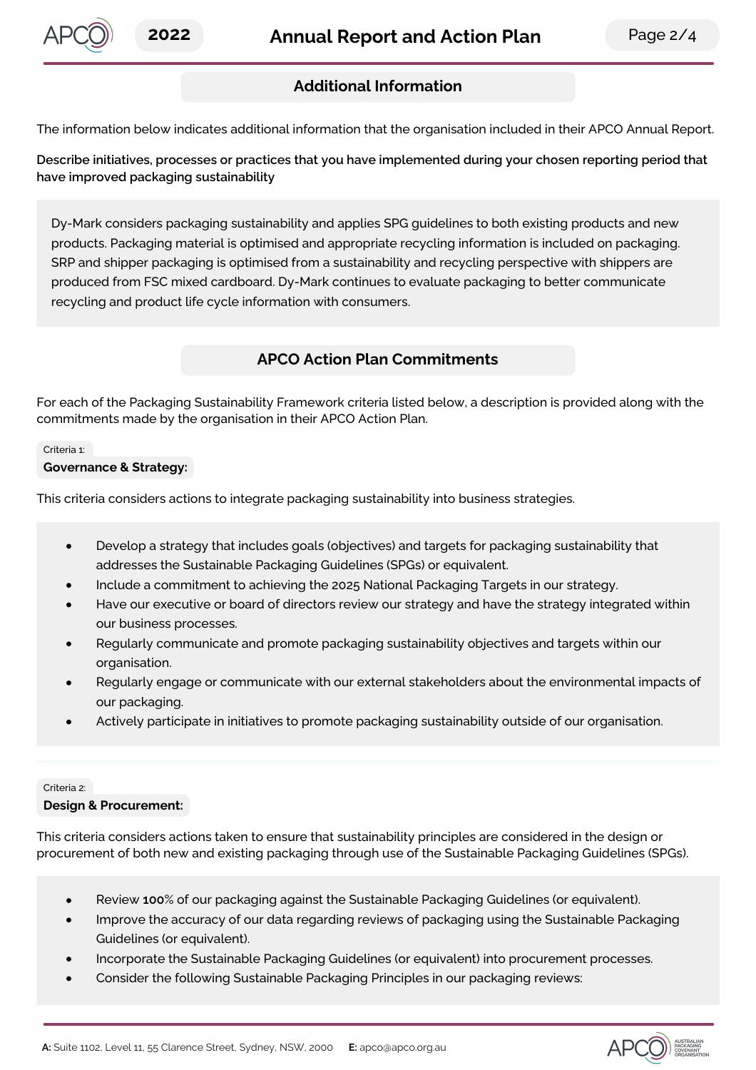## Additional Information

The information below indicates additional information that the organisation included in their APCO Annual Report.

**Describe initiatives, processes or practices that you have implemented during your chosen reporting period that have improved packaging sustainability**

Dy-Mark considers packaging sustainability and applies SPG guidelines to both existing products and new products. Packaging material is optimised and appropriate recycling information is included on packaging. SRP and shipper packaging is optimised from a sustainability and recycling perspective with shippers are produced from FSC mixed cardboard. Dy-Mark continues to evaluate packaging to better communicate recycling and product life cycle information with consumers.

## APCO Action Plan Commitments

For each of the Packaging Sustainability Framework criteria listed below, a description is provided along with the commitments made by the organisation in their APCO Action Plan.

Criteria 1:
**Governance & Strategy:**

This criteria considers actions to integrate packaging sustainability into business strategies.

- Develop a strategy that includes goals (objectives) and targets for packaging sustainability that addresses the Sustainable Packaging Guidelines (SPGs) or equivalent.
- Include a commitment to achieving the 2025 National Packaging Targets in our strategy.
- Have our executive or board of directors review our strategy and have the strategy integrated within our business processes.
- Regularly communicate and promote packaging sustainability objectives and targets within our organisation.
- Regularly engage or communicate with our external stakeholders about the environmental impacts of our packaging.
- Actively participate in initiatives to promote packaging sustainability outside of our organisation.

Criteria 2:
**Design & Procurement:**

This criteria considers actions taken to ensure that sustainability principles are considered in the design or procurement of both new and existing packaging through use of the Sustainable Packaging Guidelines (SPGs).

- Review **100**% of our packaging against the Sustainable Packaging Guidelines (or equivalent).
- Improve the accuracy of our data regarding reviews of packaging using the Sustainable Packaging Guidelines (or equivalent).
- Incorporate the Sustainable Packaging Guidelines (or equivalent) into procurement processes.
- Consider the following Sustainable Packaging Principles in our packaging reviews: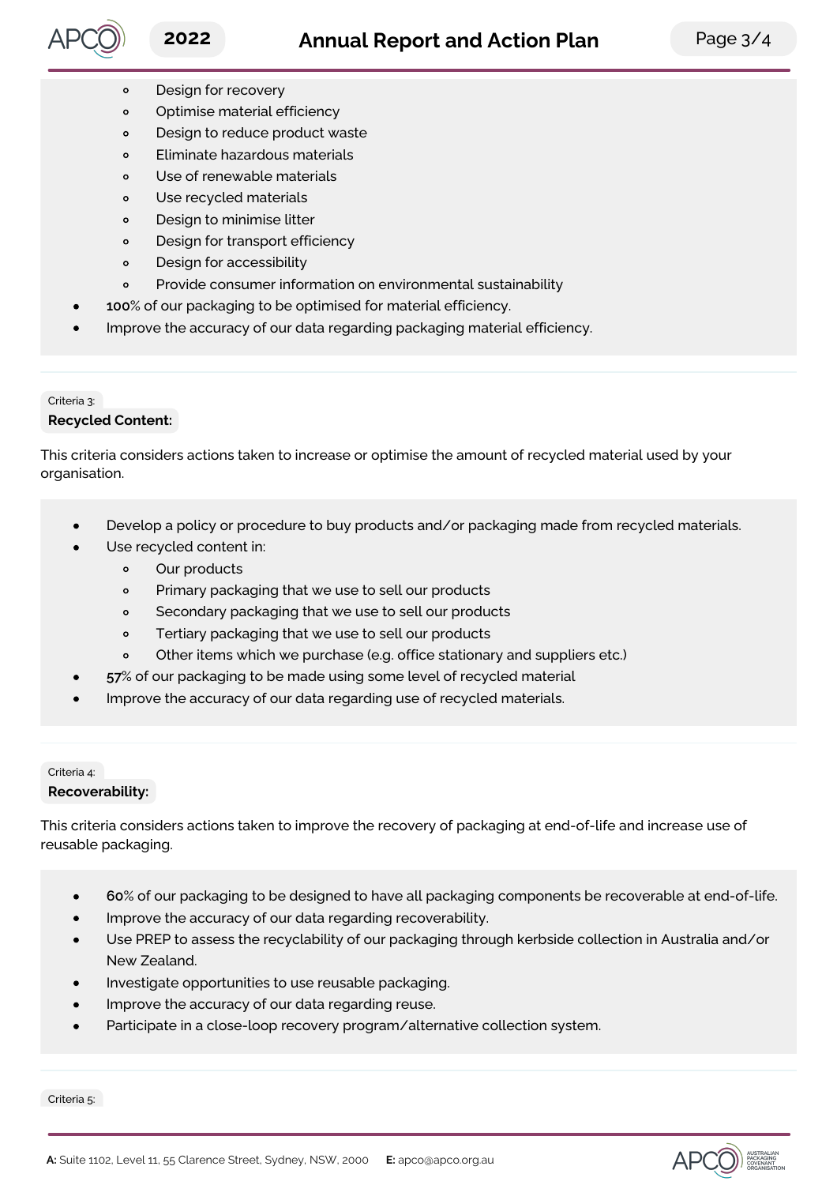- Design for recovery
    - Optimise material efficiency
    - Design to reduce product waste
    - Eliminate hazardous materials
    - Use of renewable materials
    - Use recycled materials
    - Design to minimise litter
    - Design for transport efficiency
    - Design for accessibility
    - Provide consumer information on environmental sustainability
- 100% of our packaging to be optimised for material efficiency.
- Improve the accuracy of our data regarding packaging material efficiency.

Criteria 3:

**Recycled Content:**

This criteria considers actions taken to increase or optimise the amount of recycled material used by your organisation.

- Develop a policy or procedure to buy products and/or packaging made from recycled materials.
- Use recycled content in:
    - Our products
    - Primary packaging that we use to sell our products
    - Secondary packaging that we use to sell our products
    - Tertiary packaging that we use to sell our products
    - Other items which we purchase (e.g. office stationary and suppliers etc.)
- 57% of our packaging to be made using some level of recycled material
- Improve the accuracy of our data regarding use of recycled materials.

Criteria 4:

**Recoverability:**

This criteria considers actions taken to improve the recovery of packaging at end-of-life and increase use of reusable packaging.

- 60% of our packaging to be designed to have all packaging components be recoverable at end-of-life.
- Improve the accuracy of our data regarding recoverability.
- Use PREP to assess the recyclability of our packaging through kerbside collection in Australia and/or New Zealand.
- Investigate opportunities to use reusable packaging.
- Improve the accuracy of our data regarding reuse.
- Participate in a close-loop recovery program/alternative collection system.

Criteria 5: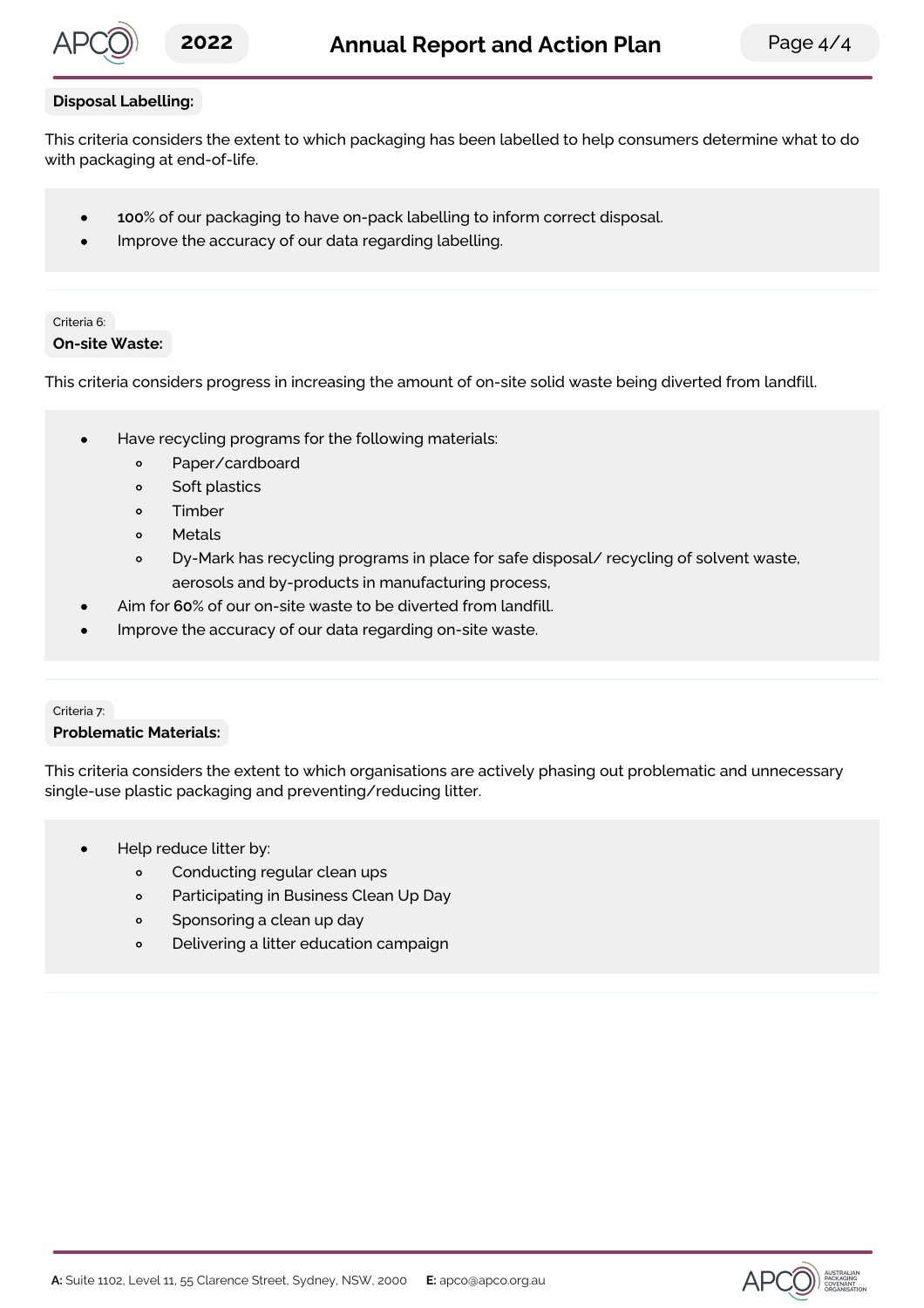**Disposal Labelling:**

This criteria considers the extent to which packaging has been labelled to help consumers determine what to do with packaging at end-of-life.

- **100**% of our packaging to have on-pack labelling to inform correct disposal.
- Improve the accuracy of our data regarding labelling.

Criteria 6:

**On-site Waste:**

This criteria considers progress in increasing the amount of on-site solid waste being diverted from landfill.

- Have recycling programs for the following materials:
  - Paper/cardboard
  - Soft plastics
  - Timber
  - Metals
  - Dy-Mark has recycling programs in place for safe disposal/ recycling of solvent waste, aerosols and by-products in manufacturing process,
- Aim for **60**% of our on-site waste to be diverted from landfill.
- Improve the accuracy of our data regarding on-site waste.

Criteria 7:

**Problematic Materials:**

This criteria considers the extent to which organisations are actively phasing out problematic and unnecessary single-use plastic packaging and preventing/reducing litter.

- Help reduce litter by:
  - Conducting regular clean ups
  - Participating in Business Clean Up Day
  - Sponsoring a clean up day
  - Delivering a litter education campaign